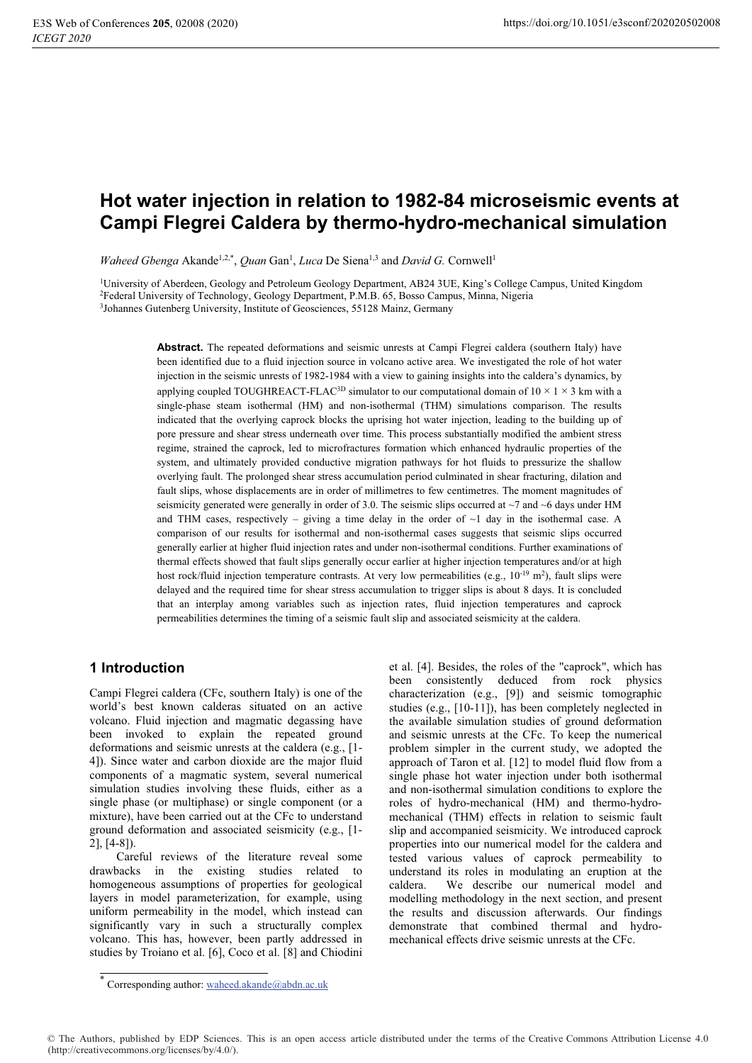# Hot water injection in relation to 1982-84 microseismic events at Campi Flegrei Caldera by thermo-hydro-mechanical simulation

*Waheed Gbenga* Akande[1,2,*], *Quan* Gan[1], *Luca* De Siena[1,3] and *David G.* Cornwell[1]

[1]University of Aberdeen, Geology and Petroleum Geology Department, AB24 3UE, King's College Campus, United Kingdom
[2]Federal University of Technology, Geology Department, P.M.B. 65, Bosso Campus, Minna, Nigeria
[3]Johannes Gutenberg University, Institute of Geosciences, 55128 Mainz, Germany

**Abstract.** The repeated deformations and seismic unrests at Campi Flegrei caldera (southern Italy) have been identified due to a fluid injection source in volcano active area. We investigated the role of hot water injection in the seismic unrests of 1982-1984 with a view to gaining insights into the caldera's dynamics, by applying coupled TOUGHREACT-FLAC$^{3D}$ simulator to our computational domain of 10 × 1 × 3 km with a single-phase steam isothermal (HM) and non-isothermal (THM) simulations comparison. The results indicated that the overlying caprock blocks the uprising hot water injection, leading to the building up of pore pressure and shear stress underneath over time. This process substantially modified the ambient stress regime, strained the caprock, led to microfractures formation which enhanced hydraulic properties of the system, and ultimately provided conductive migration pathways for hot fluids to pressurize the shallow overlying fault. The prolonged shear stress accumulation period culminated in shear fracturing, dilation and fault slips, whose displacements are in order of millimetres to few centimetres. The moment magnitudes of seismicity generated were generally in order of 3.0. The seismic slips occurred at ~7 and ~6 days under HM and THM cases, respectively – giving a time delay in the order of ~1 day in the isothermal case. A comparison of our results for isothermal and non-isothermal cases suggests that seismic slips occurred generally earlier at higher fluid injection rates and under non-isothermal conditions. Further examinations of thermal effects showed that fault slips generally occur earlier at higher injection temperatures and/or at high host rock/fluid injection temperature contrasts. At very low permeabilities (e.g., $10^{-19}$ m$^2$), fault slips were delayed and the required time for shear stress accumulation to trigger slips is about 8 days. It is concluded that an interplay among variables such as injection rates, fluid injection temperatures and caprock permeabilities determines the timing of a seismic fault slip and associated seismicity at the caldera.

## 1 Introduction

Campi Flegrei caldera (CFc, southern Italy) is one of the world's best known calderas situated on an active volcano. Fluid injection and magmatic degassing have been invoked to explain the repeated ground deformations and seismic unrests at the caldera (e.g., [1-4]). Since water and carbon dioxide are the major fluid components of a magmatic system, several numerical simulation studies involving these fluids, either as a single phase (or multiphase) or single component (or a mixture), have been carried out at the CFc to understand ground deformation and associated seismicity (e.g., [1-2], [4-8]).

Careful reviews of the literature reveal some drawbacks in the existing studies related to homogeneous assumptions of properties for geological layers in model parameterization, for example, using uniform permeability in the model, which instead can significantly vary in such a structurally complex volcano. This has, however, been partly addressed in studies by Troiano et al. [6], Coco et al. [8] and Chiodini et al. [4]. Besides, the roles of the "caprock", which has been consistently deduced from rock physics characterization (e.g., [9]) and seismic tomographic studies (e.g., [10-11]), has been completely neglected in the available simulation studies of ground deformation and seismic unrests at the CFc. To keep the numerical problem simpler in the current study, we adopted the approach of Taron et al. [12] to model fluid flow from a single phase hot water injection under both isothermal and non-isothermal simulation conditions to explore the roles of hydro-mechanical (HM) and thermo-hydro-mechanical (THM) effects in relation to seismic fault slip and accompanied seismicity. We introduced caprock properties into our numerical model for the caldera and tested various values of caprock permeability to understand its roles in modulating an eruption at the caldera. We describe our numerical model and modelling methodology in the next section, and present the results and discussion afterwards. Our findings demonstrate that combined thermal and hydro-mechanical effects drive seismic unrests at the CFc.

[*] Corresponding author: waheed.akande@abdn.ac.uk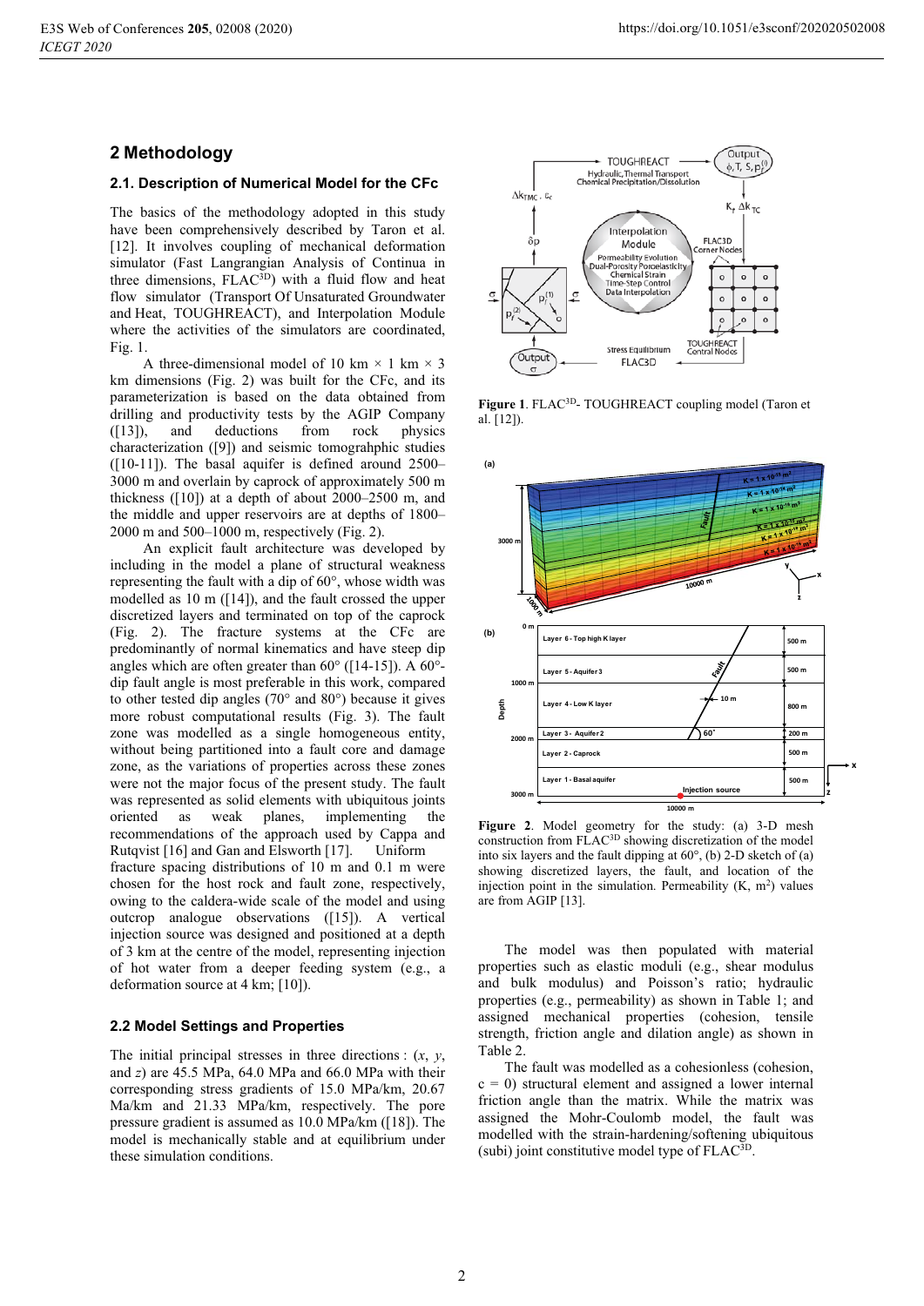## 2 Methodology

### 2.1. Description of Numerical Model for the CFc

The basics of the methodology adopted in this study have been comprehensively described by Taron et al. [12]. It involves coupling of mechanical deformation simulator (Fast Langrangian Analysis of Continua in three dimensions, FLAC$^{3D}$) with a fluid flow and heat flow simulator (Transport Of Unsaturated Groundwater and Heat, TOUGHREACT), and Interpolation Module where the activities of the simulators are coordinated, Fig. 1.

A three-dimensional model of 10 km × 1 km × 3 km dimensions (Fig. 2) was built for the CFc, and its parameterization is based on the data obtained from drilling and productivity tests by the AGIP Company ([13]), and deductions from rock physics characterization ([9]) and seismic tomograhpic studies ([10-11]). The basal aquifer is defined around 2500–3000 m and overlain by caprock of approximately 500 m thickness ([10]) at a depth of about 2000–2500 m, and the middle and upper reservoirs are at depths of 1800–2000 m and 500–1000 m, respectively (Fig. 2).

An explicit fault architecture was developed by including in the model a plane of structural weakness representing the fault with a dip of 60°, whose width was modelled as 10 m ([14]), and the fault crossed the upper discretized layers and terminated on top of the caprock (Fig. 2). The fracture systems at the CFc are predominantly of normal kinematics and have steep dip angles which are often greater than 60° ([14-15]). A 60°-dip fault angle is most preferable in this work, compared to other tested dip angles (70° and 80°) because it gives more robust computational results (Fig. 3). The fault zone was modelled as a single homogeneous entity, without being partitioned into a fault core and damage zone, as the variations of properties across these zones were not the major focus of the present study. The fault was represented as solid elements with ubiquitous joints oriented as weak planes, implementing the recommendations of the approach used by Cappa and Rutqvist [16] and Gan and Elsworth [17]. Uniform fracture spacing distributions of 10 m and 0.1 m were chosen for the host rock and fault zone, respectively, owing to the caldera-wide scale of the model and using outcrop analogue observations ([15]). A vertical injection source was designed and positioned at a depth of 3 km at the centre of the model, representing injection of hot water from a deeper feeding system (e.g., a deformation source at 4 km; [10]).

### 2.2 Model Settings and Properties

The initial principal stresses in three directions : ($x$, $y$, and $z$) are 45.5 MPa, 64.0 MPa and 66.0 MPa with their corresponding stress gradients of 15.0 MPa/km, 20.67 Ma/km and 21.33 MPa/km, respectively. The pore pressure gradient is assumed as 10.0 MPa/km ([18]). The model is mechanically stable and at equilibrium under these simulation conditions.

**Figure 1**. FLAC$^{3D}$- TOUGHREACT coupling model (Taron et al. [12]).

**Figure 2**. Model geometry for the study: (a) 3-D mesh construction from FLAC$^{3D}$ showing discretization of the model into six layers and the fault dipping at 60°, (b) 2-D sketch of (a) showing discretized layers, the fault, and location of the injection point in the simulation. Permeability (K, m$^2$) values are from AGIP [13].

The model was then populated with material properties such as elastic moduli (e.g., shear modulus and bulk modulus) and Poisson's ratio; hydraulic properties (e.g., permeability) as shown in Table 1; and assigned mechanical properties (cohesion, tensile strength, friction angle and dilation angle) as shown in Table 2.

The fault was modelled as a cohesionless (cohesion, c = 0) structural element and assigned a lower internal friction angle than the matrix. While the matrix was assigned the Mohr-Coulomb model, the fault was modelled with the strain-hardening/softening ubiquitous (subi) joint constitutive model type of FLAC$^{3D}$.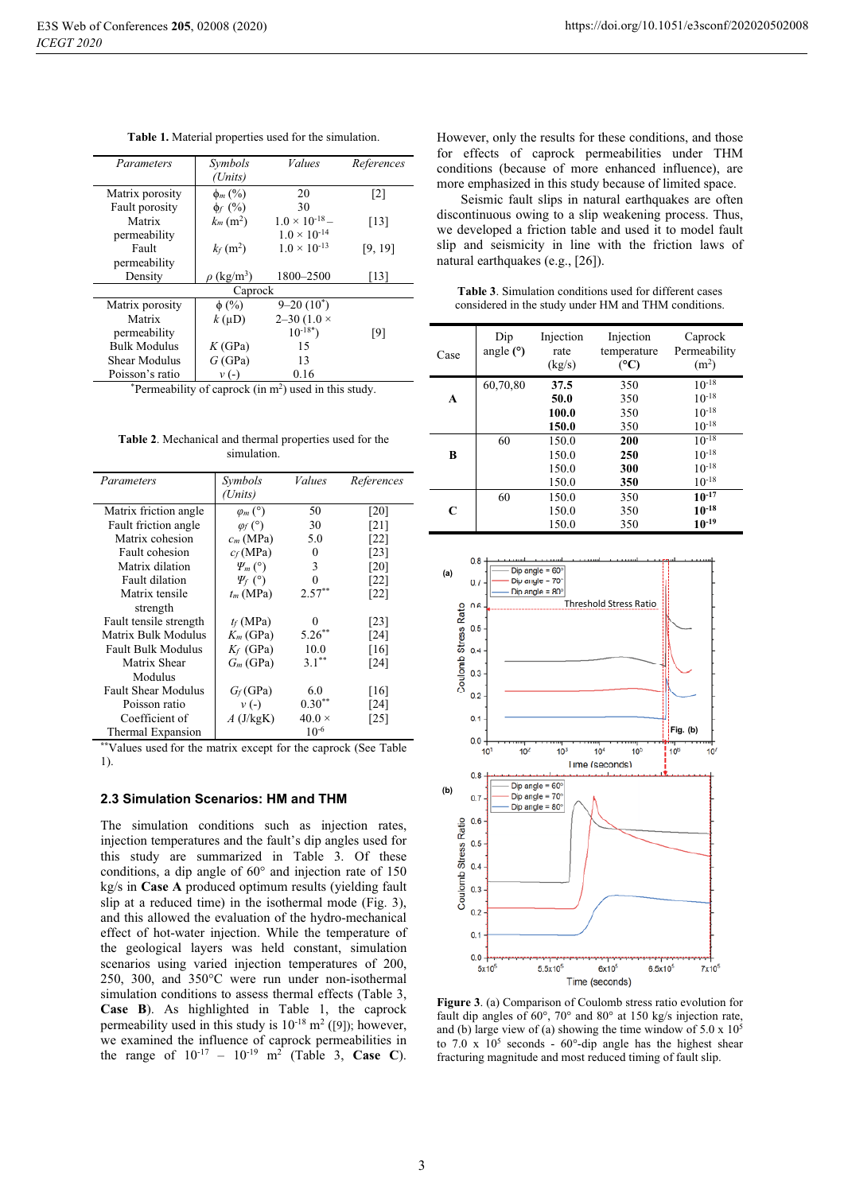**Table 1.** Material properties used for the simulation.

| *Parameters* | *Symbols (Units)* | *Values* | *References* |
|---|---|---|---|
| Matrix porosity | $\phi_m$ (%) | 20 | [2] |
| Fault porosity | $\phi_f$ (%) | 30 | |
| Matrix permeability | $k_m$ (m$^2$) | $1.0 \times 10^{-18}$ – $1.0 \times 10^{-14}$ | [13] |
| Fault permeability | $k_f$ (m$^2$) | $1.0 \times 10^{-13}$ | [9, 19] |
| Density | $\rho$ (kg/m$^3$) | 1800–2500 | [13] |
| Caprock | | | |
| Matrix porosity | $\phi$ (%) | 9–20 (10*) | |
| Matrix permeability | $k$ (μD) | 2–30 ($1.0 \times 10^{-18}$*) | [9] |
| Bulk Modulus | $K$ (GPa) | 15 | |
| Shear Modulus | $G$ (GPa) | 13 | |
| Poisson's ratio | $v$ (-) | 0.16 | |

*Permeability of caprock (in m$^2$) used in this study.

**Table 2**. Mechanical and thermal properties used for the simulation.

| *Parameters* | *Symbols (Units)* | *Values* | *References* |
|---|---|---|---|
| Matrix friction angle | $\varphi_m$ (°) | 50 | [20] |
| Fault friction angle | $\varphi_f$ (°) | 30 | [21] |
| Matrix cohesion | $c_m$ (MPa) | 5.0 | [22] |
| Fault cohesion | $c_f$ (MPa) | 0 | [23] |
| Matrix dilation | $\Psi_m$ (°) | 3 | [20] |
| Fault dilation | $\Psi_f$ (°) | 0 | [22] |
| Matrix tensile strength | $t_m$ (MPa) | 2.57** | [22] |
| Fault tensile strength | $t_f$ (MPa) | 0 | [23] |
| Matrix Bulk Modulus | $K_m$ (GPa) | 5.26** | [24] |
| Fault Bulk Modulus | $K_f$ (GPa) | 10.0 | [16] |
| Matrix Shear Modulus | $G_m$ (GPa) | 3.1** | [24] |
| Fault Shear Modulus | $G_f$ (GPa) | 6.0 | [16] |
| Poisson ratio | $v$ (-) | 0.30** | [24] |
| Coefficient of Thermal Expansion | $A$ (J/kgK) | $40.0 \times 10^{-6}$ | [25] |

**Values used for the matrix except for the caprock (See Table 1).

## 2.3 Simulation Scenarios: HM and THM

The simulation conditions such as injection rates, injection temperatures and the fault's dip angles used for this study are summarized in Table 3. Of these conditions, a dip angle of 60° and injection rate of 150 kg/s in **Case A** produced optimum results (yielding fault slip at a reduced time) in the isothermal mode (Fig. 3), and this allowed the evaluation of the hydro-mechanical effect of hot-water injection. While the temperature of the geological layers was held constant, simulation scenarios using varied injection temperatures of 200, 250, 300, and 350°C were run under non-isothermal simulation conditions to assess thermal effects (Table 3, **Case B**). As highlighted in Table 1, the caprock permeability used in this study is $10^{-18}$ m$^2$ ([9]); however, we examined the influence of caprock permeabilities in the range of $10^{-17}$ – $10^{-19}$ m$^2$ (Table 3, **Case C**). However, only the results for these conditions, and those for effects of caprock permeabilities under THM conditions (because of more enhanced influence), are more emphasized in this study because of limited space.

Seismic fault slips in natural earthquakes are often discontinuous owing to a slip weakening process. Thus, we developed a friction table and used it to model fault slip and seismicity in line with the friction laws of natural earthquakes (e.g., [26]).

**Table 3**. Simulation conditions used for different cases considered in the study under HM and THM conditions.

| Case | Dip angle (°) | Injection rate (kg/s) | Injection temperature (°C) | Caprock Permeability (m$^2$) |
|---|---|---|---|---|
| **A** | 60,70,80 | **37.5** | 350 | $10^{-18}$ |
| | | **50.0** | 350 | $10^{-18}$ |
| | | **100.0** | 350 | $10^{-18}$ |
| | | **150.0** | 350 | $10^{-18}$ |
| **B** | 60 | 150.0 | **200** | $10^{-18}$ |
| | | 150.0 | **250** | $10^{-18}$ |
| | | 150.0 | **300** | $10^{-18}$ |
| | | 150.0 | **350** | $10^{-18}$ |
| **C** | 60 | 150.0 | 350 | $\mathbf{10^{-17}}$ |
| | | 150.0 | 350 | $\mathbf{10^{-18}}$ |
| | | 150.0 | 350 | $\mathbf{10^{-19}}$ |

**Figure 3**. (a) Comparison of Coulomb stress ratio evolution for fault dip angles of 60°, 70° and 80° at 150 kg/s injection rate, and (b) large view of (a) showing the time window of $5.0 \times 10^5$ to $7.0 \times 10^5$ seconds - 60°-dip angle has the highest shear fracturing magnitude and most reduced timing of fault slip.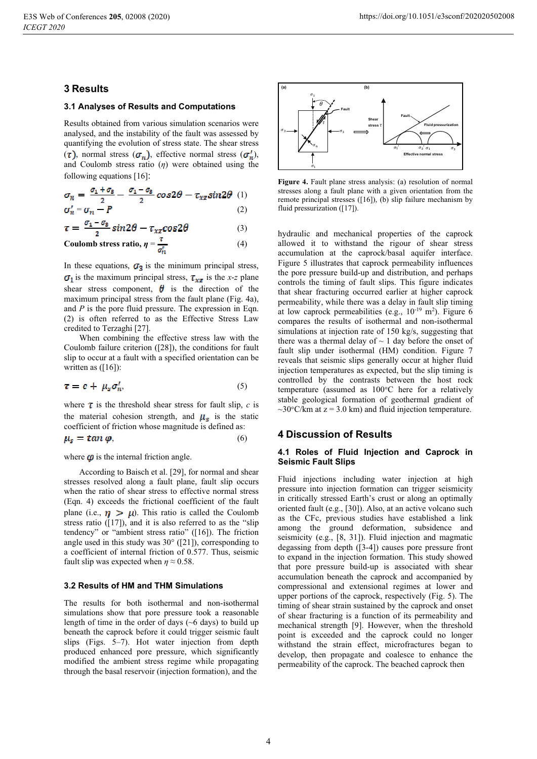## 3 Results

### 3.1 Analyses of Results and Computations

Results obtained from various simulation scenarios were analysed, and the instability of the fault was assessed by quantifying the evolution of stress state. The shear stress ($\tau$), normal stress ($\sigma_n$), effective normal stress ($\sigma_n'$), and Coulomb stress ratio ($\eta$) were obtained using the following equations [16]:

$$\sigma_n = \frac{\sigma_1 + \sigma_3}{2} - \frac{\sigma_1 - \sigma_3}{2} cos2\theta - \tau_{xz} sin2\theta \quad (1)$$

$$\sigma_n' = \sigma_n - P \quad (2)$$

$$\tau = \frac{\sigma_1 - \sigma_3}{2} sin2\theta - \tau_{xz} cos2\theta \quad (3)$$

**Coulomb stress ratio,** $\eta = \frac{\tau}{\sigma_n'}$ (4)

In these equations, $\sigma_3$ is the minimum principal stress, $\sigma_1$ is the maximum principal stress, $\tau_{xz}$ is the *x-z* plane shear stress component, $\theta$ is the direction of the maximum principal stress from the fault plane (Fig. 4a), and *P* is the pore fluid pressure. The expression in Eqn. (2) is often referred to as the Effective Stress Law credited to Terzaghi [27].

When combining the effective stress law with the Coulomb failure criterion ([28]), the conditions for fault slip to occur at a fault with a specified orientation can be written as ([16]):

$$\tau = c + \mu_s \sigma_n', \quad (5)$$

where $\tau$ is the threshold shear stress for fault slip, *c* is the material cohesion strength, and $\mu_s$ is the static coefficient of friction whose magnitude is defined as:

$$\mu_s = tan\ \varphi, \quad (6)$$

where $\varphi$ is the internal friction angle.

According to Baisch et al. [29], for normal and shear stresses resolved along a fault plane, fault slip occurs when the ratio of shear stress to effective normal stress (Eqn. 4) exceeds the frictional coefficient of the fault plane (i.e., $\eta > \mu$). This ratio is called the Coulomb stress ratio ([17]), and it is also referred to as the "slip tendency" or "ambient stress ratio" ([16]). The friction angle used in this study was 30° ([21]), corresponding to a coefficient of internal friction of 0.577. Thus, seismic fault slip was expected when $\eta \approx 0.58$.

### 3.2 Results of HM and THM Simulations

The results for both isothermal and non-isothermal simulations show that pore pressure took a reasonable length of time in the order of days (~6 days) to build up beneath the caprock before it could trigger seismic fault slips (Figs. 5–7). Hot water injection from depth produced enhanced pore pressure, which significantly modified the ambient stress regime while propagating through the basal reservoir (injection formation), and the hydraulic and mechanical properties of the caprock allowed it to withstand the rigour of shear stress accumulation at the caprock/basal aquifer interface. Figure 5 illustrates that caprock permeability influences the pore pressure build-up and distribution, and perhaps controls the timing of fault slips. This figure indicates that shear fracturing occurred earlier at higher caprock permeability, while there was a delay in fault slip timing at low caprock permeabilities (e.g., $10^{-19}$ m$^2$). Figure 6 compares the results of isothermal and non-isothermal simulations at injection rate of 150 kg/s, suggesting that there was a thermal delay of ~ 1 day before the onset of fault slip under isothermal (HM) condition. Figure 7 reveals that seismic slips generally occur at higher fluid injection temperatures as expected, but the slip timing is controlled by the contrasts between the host rock temperature (assumed as 100°C here for a relatively stable geological formation of geothermal gradient of ~30°C/km at z = 3.0 km) and fluid injection temperature.

**Figure 4.** Fault plane stress analysis: (a) resolution of normal stresses along a fault plane with a given orientation from the remote principal stresses ([16]), (b) slip failure mechanism by fluid pressurization ([17]).

## 4 Discussion of Results

### 4.1 Roles of Fluid Injection and Caprock in Seismic Fault Slips

Fluid injections including water injection at high pressure into injection formation can trigger seismicity in critically stressed Earth's crust or along an optimally oriented fault (e.g., [30]). Also, at an active volcano such as the CFc, previous studies have established a link among the ground deformation, subsidence and seismicity (e.g., [8, 31]). Fluid injection and magmatic degassing from depth ([3-4]) causes pore pressure front to expand in the injection formation. This study showed that pore pressure build-up is associated with shear accumulation beneath the caprock and accompanied by compressional and extensional regimes at lower and upper portions of the caprock, respectively (Fig. 5). The timing of shear strain sustained by the caprock and onset of shear fracturing is a function of its permeability and mechanical strength [9]. However, when the threshold point is exceeded and the caprock could no longer withstand the strain effect, microfractures began to develop, then propagate and coalesce to enhance the permeability of the caprock. The beached caprock then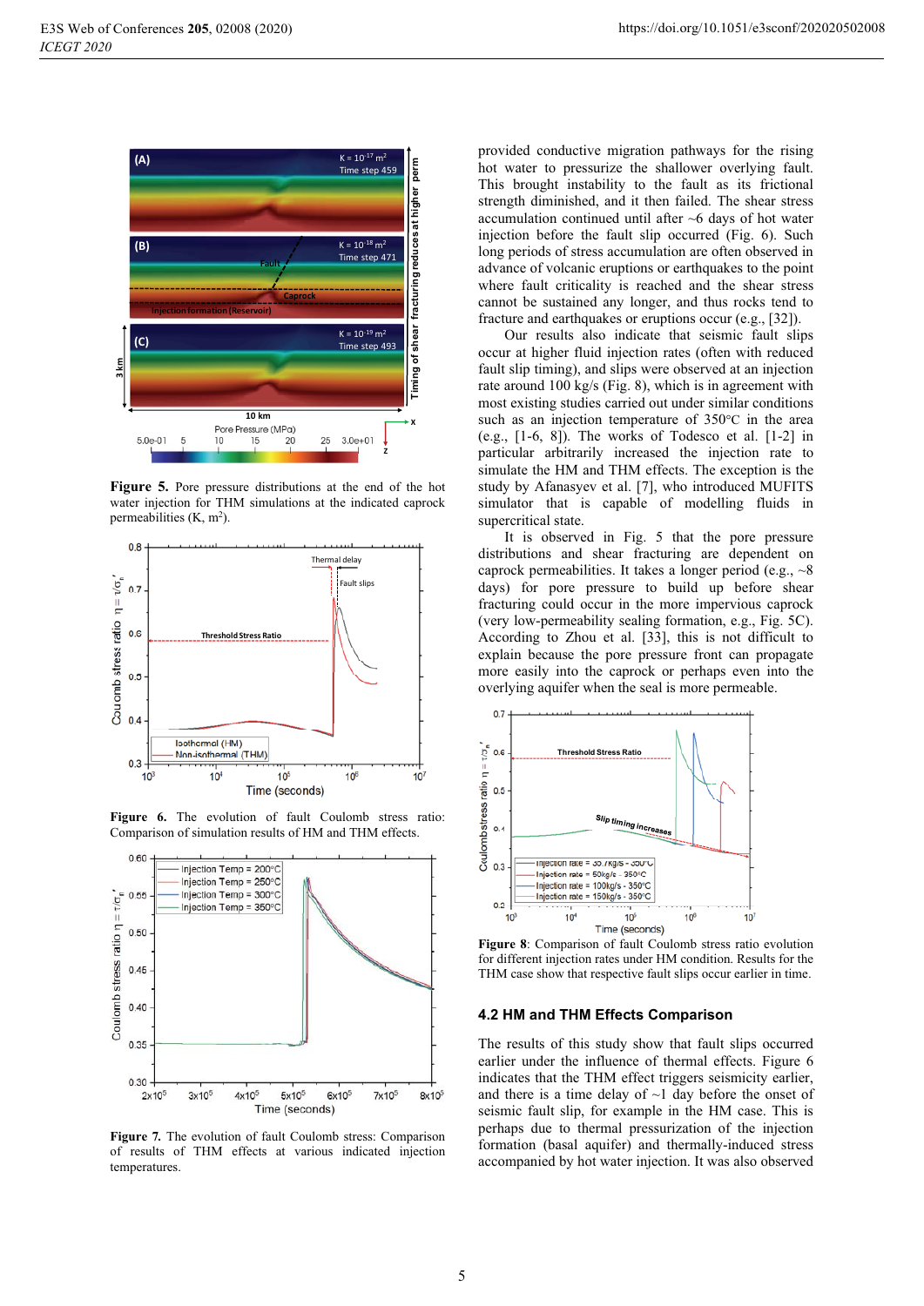**Figure 5.** Pore pressure distributions at the end of the hot water injection for THM simulations at the indicated caprock permeabilities (K, $m^2$).

**Figure 6.** The evolution of fault Coulomb stress ratio: Comparison of simulation results of HM and THM effects.

**Figure 7.** The evolution of fault Coulomb stress: Comparison of results of THM effects at various indicated injection temperatures.

provided conductive migration pathways for the rising hot water to pressurize the shallower overlying fault. This brought instability to the fault as its frictional strength diminished, and it then failed. The shear stress accumulation continued until after ~6 days of hot water injection before the fault slip occurred (Fig. 6). Such long periods of stress accumulation are often observed in advance of volcanic eruptions or earthquakes to the point where fault criticality is reached and the shear stress cannot be sustained any longer, and thus rocks tend to fracture and earthquakes or eruptions occur (e.g., [32]).

Our results also indicate that seismic fault slips occur at higher fluid injection rates (often with reduced fault slip timing), and slips were observed at an injection rate around 100 kg/s (Fig. 8), which is in agreement with most existing studies carried out under similar conditions such as an injection temperature of 350°C in the area (e.g., [1-6, 8]). The works of Todesco et al. [1-2] in particular arbitrarily increased the injection rate to simulate the HM and THM effects. The exception is the study by Afanasyev et al. [7], who introduced MUFITS simulator that is capable of modelling fluids in supercritical state.

It is observed in Fig. 5 that the pore pressure distributions and shear fracturing are dependent on caprock permeabilities. It takes a longer period (e.g., ~8 days) for pore pressure to build up before shear fracturing could occur in the more impervious caprock (very low-permeability sealing formation, e.g., Fig. 5C). According to Zhou et al. [33], this is not difficult to explain because the pore pressure front can propagate more easily into the caprock or perhaps even into the overlying aquifer when the seal is more permeable.

**Figure 8**: Comparison of fault Coulomb stress ratio evolution for different injection rates under HM condition. Results for the THM case show that respective fault slips occur earlier in time.

### 4.2 HM and THM Effects Comparison

The results of this study show that fault slips occurred earlier under the influence of thermal effects. Figure 6 indicates that the THM effect triggers seismicity earlier, and there is a time delay of ~1 day before the onset of seismic fault slip, for example in the HM case. This is perhaps due to thermal pressurization of the injection formation (basal aquifer) and thermally-induced stress accompanied by hot water injection. It was also observed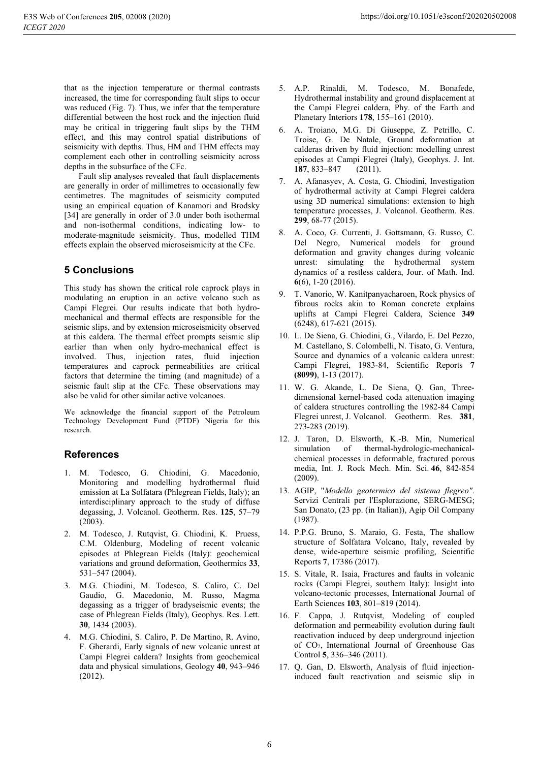that as the injection temperature or thermal contrasts increased, the time for corresponding fault slips to occur was reduced (Fig. 7). Thus, we infer that the temperature differential between the host rock and the injection fluid may be critical in triggering fault slips by the THM effect, and this may control spatial distributions of seismicity with depths. Thus, HM and THM effects may complement each other in controlling seismicity across depths in the subsurface of the CFc.

Fault slip analyses revealed that fault displacements are generally in order of millimetres to occasionally few centimetres. The magnitudes of seismicity computed using an empirical equation of Kanamori and Brodsky [34] are generally in order of 3.0 under both isothermal and non-isothermal conditions, indicating low- to moderate-magnitude seismicity. Thus, modelled THM effects explain the observed microseismicity at the CFc.

## 5 Conclusions

This study has shown the critical role caprock plays in modulating an eruption in an active volcano such as Campi Flegrei. Our results indicate that both hydro-mechanical and thermal effects are responsible for the seismic slips, and by extension microseismicity observed at this caldera. The thermal effect prompts seismic slip earlier than when only hydro-mechanical effect is involved. Thus, injection rates, fluid injection temperatures and caprock permeabilities are critical factors that determine the timing (and magnitude) of a seismic fault slip at the CFc. These observations may also be valid for other similar active volcanoes.

We acknowledge the financial support of the Petroleum Technology Development Fund (PTDF) Nigeria for this research.

## References

1. M. Todesco, G. Chiodini, G. Macedonio, Monitoring and modelling hydrothermal fluid emission at La Solfatara (Phlegrean Fields, Italy); an interdisciplinary approach to the study of diffuse degassing, J. Volcanol. Geotherm. Res. **125**, 57–79 (2003).
2. M. Todesco, J. Rutqvist, G. Chiodini, K. Pruess, C.M. Oldenburg, Modeling of recent volcanic episodes at Phlegrean Fields (Italy): geochemical variations and ground deformation, Geothermics **33**, 531–547 (2004).
3. M.G. Chiodini, M. Todesco, S. Caliro, C. Del Gaudio, G. Macedonio, M. Russo, Magma degassing as a trigger of bradyseismic events; the case of Phlegrean Fields (Italy), Geophys. Res. Lett. **30**, 1434 (2003).
4. M.G. Chiodini, S. Caliro, P. De Martino, R. Avino, F. Gherardi, Early signals of new volcanic unrest at Campi Flegrei caldera? Insights from geochemical data and physical simulations, Geology **40**, 943–946 (2012).
5. A.P. Rinaldi, M. Todesco, M. Bonafede, Hydrothermal instability and ground displacement at the Campi Flegrei caldera, Phy. of the Earth and Planetary Interiors **178**, 155–161 (2010).
6. A. Troiano, M.G. Di Giuseppe, Z. Petrillo, C. Troise, G. De Natale, Ground deformation at calderas driven by fluid injection: modelling unrest episodes at Campi Flegrei (Italy), Geophys. J. Int. **187**, 833–847 (2011).
7. A. Afanasyev, A. Costa, G. Chiodini, Investigation of hydrothermal activity at Campi Flegrei caldera using 3D numerical simulations: extension to high temperature processes, J. Volcanol. Geotherm. Res. **299**, 68-77 (2015).
8. A. Coco, G. Currenti, J. Gottsmann, G. Russo, C. Del Negro, Numerical models for ground deformation and gravity changes during volcanic unrest: simulating the hydrothermal system dynamics of a restless caldera, Jour. of Math. Ind. **6**(6), 1-20 (2016).
9. T. Vanorio, W. Kanitpanyacharoen, Rock physics of fibrous rocks akin to Roman concrete explains uplifts at Campi Flegrei Caldera, Science **349** (6248), 617-621 (2015).
10. L. De Siena, G. Chiodini, G., Vilardo, E. Del Pezzo, M. Castellano, S. Colombelli, N. Tisato, G. Ventura, Source and dynamics of a volcanic caldera unrest: Campi Flegrei, 1983-84, Scientific Reports **7 (8099)**, 1-13 (2017).
11. W. G. Akande, L. De Siena, Q. Gan, Three-dimensional kernel-based coda attenuation imaging of caldera structures controlling the 1982-84 Campi Flegrei unrest, J. Volcanol. Geotherm. Res. **381**, 273-283 (2019).
12. J. Taron, D. Elsworth, K.-B. Min, Numerical simulation of thermal-hydrologic-mechanical-chemical processes in deformable, fractured porous media, Int. J. Rock Mech. Min. Sci. **46**, 842-854 (2009).
13. AGIP, "*Modello geotermico del sistema flegreo"*. Servizi Centrali per l'Esplorazione, SERG-MESG; San Donato, (23 pp. (in Italian)), Agip Oil Company (1987).
14. P.P.G. Bruno, S. Maraio, G. Festa, The shallow structure of Solfatara Volcano, Italy, revealed by dense, wide-aperture seismic profiling, Scientific Reports **7**, 17386 (2017).
15. S. Vitale, R. Isaia, Fractures and faults in volcanic rocks (Campi Flegrei, southern Italy): Insight into volcano-tectonic processes, International Journal of Earth Sciences **103**, 801–819 (2014).
16. F. Cappa, J. Rutqvist, Modeling of coupled deformation and permeability evolution during fault reactivation induced by deep underground injection of $CO_2$, International Journal of Greenhouse Gas Control **5**, 336–346 (2011).
17. Q. Gan, D. Elsworth, Analysis of fluid injection-induced fault reactivation and seismic slip in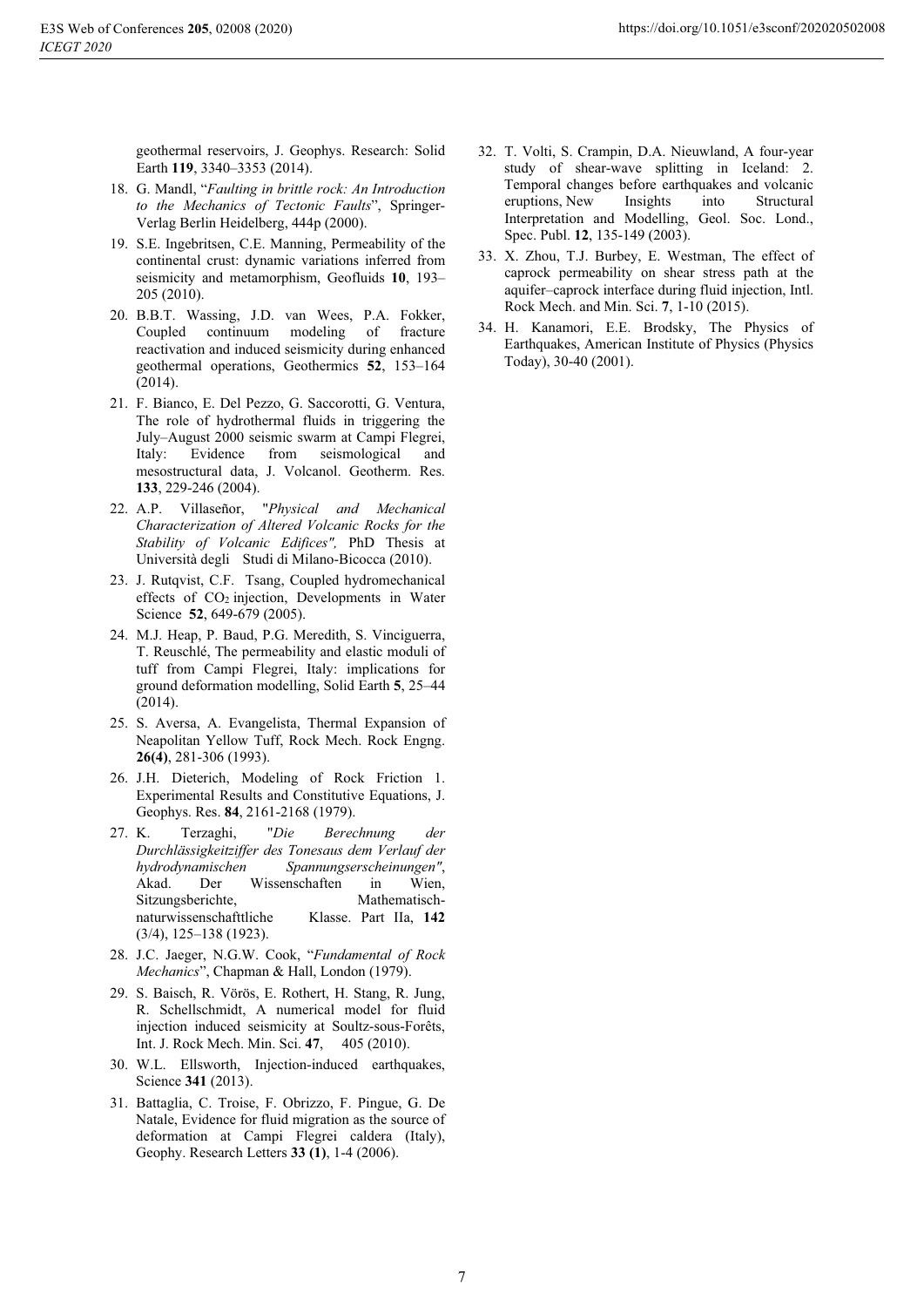geothermal reservoirs, J. Geophys. Research: Solid Earth **119**, 3340–3353 (2014).

18. G. Mandl, "*Faulting in brittle rock: An Introduction to the Mechanics of Tectonic Faults*", Springer-Verlag Berlin Heidelberg, 444p (2000).
19. S.E. Ingebritsen, C.E. Manning, Permeability of the continental crust: dynamic variations inferred from seismicity and metamorphism, Geofluids **10**, 193–205 (2010).
20. B.B.T. Wassing, J.D. van Wees, P.A. Fokker, Coupled continuum modeling of fracture reactivation and induced seismicity during enhanced geothermal operations, Geothermics **52**, 153–164 (2014).
21. F. Bianco, E. Del Pezzo, G. Saccorotti, G. Ventura, The role of hydrothermal fluids in triggering the July–August 2000 seismic swarm at Campi Flegrei, Italy: Evidence from seismological and mesostructural data, J. Volcanol. Geotherm. Res. **133**, 229-246 (2004).
22. A.P. Villaseñor, "*Physical and Mechanical Characterization of Altered Volcanic Rocks for the Stability of Volcanic Edifices",* PhD Thesis at Università degli Studi di Milano-Bicocca (2010).
23. J. Rutqvist, C.F. Tsang, Coupled hydromechanical effects of $CO_2$ injection, Developments in Water Science **52**, 649-679 (2005).
24. M.J. Heap, P. Baud, P.G. Meredith, S. Vinciguerra, T. Reuschlé, The permeability and elastic moduli of tuff from Campi Flegrei, Italy: implications for ground deformation modelling, Solid Earth **5**, 25–44 (2014).
25. S. Aversa, A. Evangelista, Thermal Expansion of Neapolitan Yellow Tuff, Rock Mech. Rock Engng. **26(4)**, 281-306 (1993).
26. J.H. Dieterich, Modeling of Rock Friction 1. Experimental Results and Constitutive Equations, J. Geophys. Res. **84**, 2161-2168 (1979).
27. K. Terzaghi, "*Die Berechnung der Durchlässigkeitziffer des Tonesaus dem Verlauf der hydrodynamischen Spannungserscheinungen"*, Akad. Der Wissenschaften in Wien, Sitzungsberichte, Mathematisch-naturwissenschafttliche Klasse. Part IIa, **142** (3/4), 125–138 (1923).
28. J.C. Jaeger, N.G.W. Cook, "*Fundamental of Rock Mechanics*", Chapman & Hall, London (1979).
29. S. Baisch, R. Vörös, E. Rothert, H. Stang, R. Jung, R. Schellschmidt, A numerical model for fluid injection induced seismicity at Soultz-sous-Forêts, Int. J. Rock Mech. Min. Sci. **47**, 405 (2010).
30. W.L. Ellsworth, Injection-induced earthquakes, Science **341** (2013).
31. Battaglia, C. Troise, F. Obrizzo, F. Pingue, G. De Natale, Evidence for fluid migration as the source of deformation at Campi Flegrei caldera (Italy), Geophy. Research Letters **33 (1)**, 1-4 (2006).
32. T. Volti, S. Crampin, D.A. Nieuwland, A four-year study of shear-wave splitting in Iceland: 2. Temporal changes before earthquakes and volcanic eruptions, New Insights into Structural Interpretation and Modelling, Geol. Soc. Lond., Spec. Publ. **12**, 135-149 (2003).
33. X. Zhou, T.J. Burbey, E. Westman, The effect of caprock permeability on shear stress path at the aquifer–caprock interface during fluid injection, Intl. Rock Mech. and Min. Sci. **7**, 1-10 (2015).
34. H. Kanamori, E.E. Brodsky, The Physics of Earthquakes, American Institute of Physics (Physics Today), 30-40 (2001).